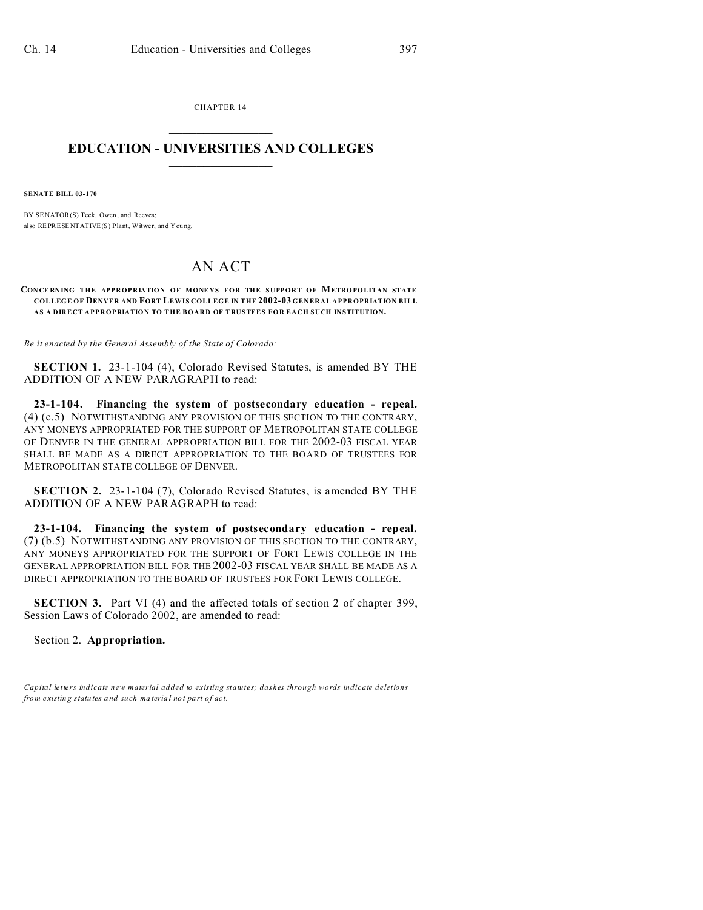CHAPTER 14

# EDUCATION - UNIVERSITIES AND COLLEGES

**SENATE BILL 03-170**

BY SENATOR(S) Teck, Owen, and Reeves;
also REPRESENTATIVE(S) Plant, Witwer, and Young.

# AN ACT

**CONCERNING THE APPROPRIATION OF MONEYS FOR THE SUPPORT OF METROPOLITAN STATE COLLEGE OF DENVER AND FORT LEWIS COLLEGE IN THE 2002-03 GENERAL APPROPRIATION BILL AS A DIRECT APPROPRIATION TO THE BOARD OF TRUSTEES FOR EACH SUCH INSTITUTION.**

*Be it enacted by the General Assembly of the State of Colorado:*

**SECTION 1.** 23-1-104 (4), Colorado Revised Statutes, is amended BY THE ADDITION OF A NEW PARAGRAPH to read:

**23-1-104. Financing the system of postsecondary education - repeal.** (4) (c.5) NOTWITHSTANDING ANY PROVISION OF THIS SECTION TO THE CONTRARY, ANY MONEYS APPROPRIATED FOR THE SUPPORT OF METROPOLITAN STATE COLLEGE OF DENVER IN THE GENERAL APPROPRIATION BILL FOR THE 2002-03 FISCAL YEAR SHALL BE MADE AS A DIRECT APPROPRIATION TO THE BOARD OF TRUSTEES FOR METROPOLITAN STATE COLLEGE OF DENVER.

**SECTION 2.** 23-1-104 (7), Colorado Revised Statutes, is amended BY THE ADDITION OF A NEW PARAGRAPH to read:

**23-1-104. Financing the system of postsecondary education - repeal.** (7) (b.5) NOTWITHSTANDING ANY PROVISION OF THIS SECTION TO THE CONTRARY, ANY MONEYS APPROPRIATED FOR THE SUPPORT OF FORT LEWIS COLLEGE IN THE GENERAL APPROPRIATION BILL FOR THE 2002-03 FISCAL YEAR SHALL BE MADE AS A DIRECT APPROPRIATION TO THE BOARD OF TRUSTEES FOR FORT LEWIS COLLEGE.

**SECTION 3.** Part VI (4) and the affected totals of section 2 of chapter 399, Session Laws of Colorado 2002, are amended to read:

Section 2. **Appropriation.**

---

*Capital letters indicate new material added to existing statutes; dashes through words indicate deletions from existing statutes and such material not part of act.*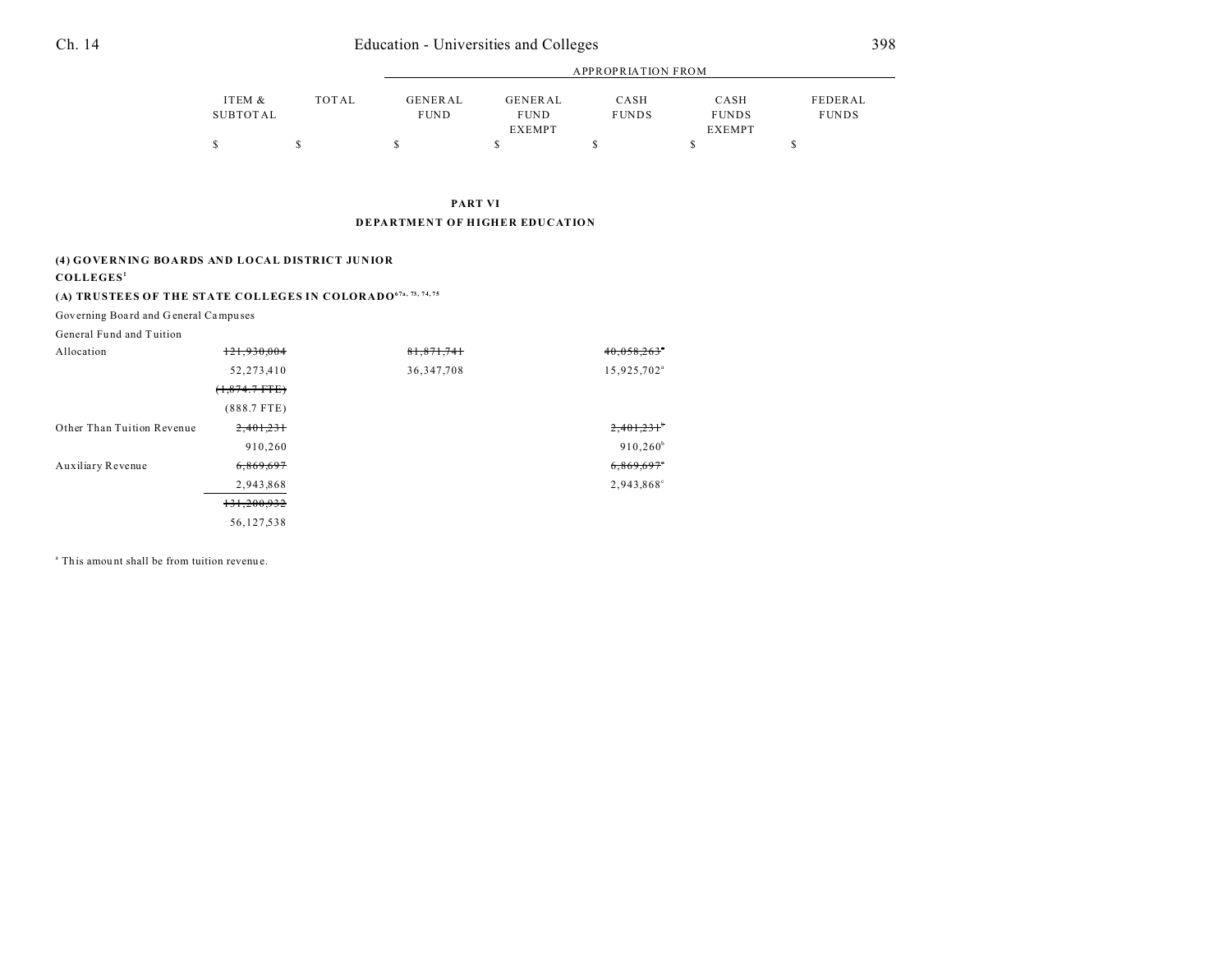| | ITEM & SUBTOTAL | TOTAL | APPROPRIATION FROM GENERAL FUND | GENERAL FUND EXEMPT | CASH FUNDS | CASH FUNDS EXEMPT | FEDERAL FUNDS |
|---|---|---|---|---|---|---|---|
| | $ | $ | $ | $ | $ | $ | $ |

**PART VI**

**DEPARTMENT OF HIGHER EDUCATION**

**(4) GOVERNING BOARDS AND LOCAL DISTRICT JUNIOR COLLEGES[1]**

**(A) TRUSTEES OF THE STATE COLLEGES IN COLORADO[67a, 73, 74, 75]**

| | ITEM & SUBTOTAL | TOTAL | GENERAL FUND | GENERAL FUND EXEMPT | CASH FUNDS | CASH FUNDS EXEMPT | FEDERAL FUNDS |
|---|---|---|---|---|---|---|---|
| Governing Board and General Campuses | | | | | | | |
| General Fund and Tuition Allocation | ~~121,930,004~~ | | ~~81,871,741~~ | | ~~40,058,263[a]~~ | | |
| | 52,273,410 | | 36,347,708 | | 15,925,702[a] | | |
| | ~~(1,874.7 FTE)~~ | | | | | | |
| | (888.7 FTE) | | | | | | |
| Other Than Tuition Revenue | ~~2,401,231~~ | | | | ~~2,401,231[b]~~ | | |
| | 910,260 | | | | 910,260[b] | | |
| Auxiliary Revenue | ~~6,869,697~~ | | | | ~~6,869,697[c]~~ | | |
| | 2,943,868 | | | | 2,943,868[c] | | |
| | ~~131,200,932~~ | | | | | | |
| | 56,127,538 | | | | | | |

[a] This amount shall be from tuition revenue.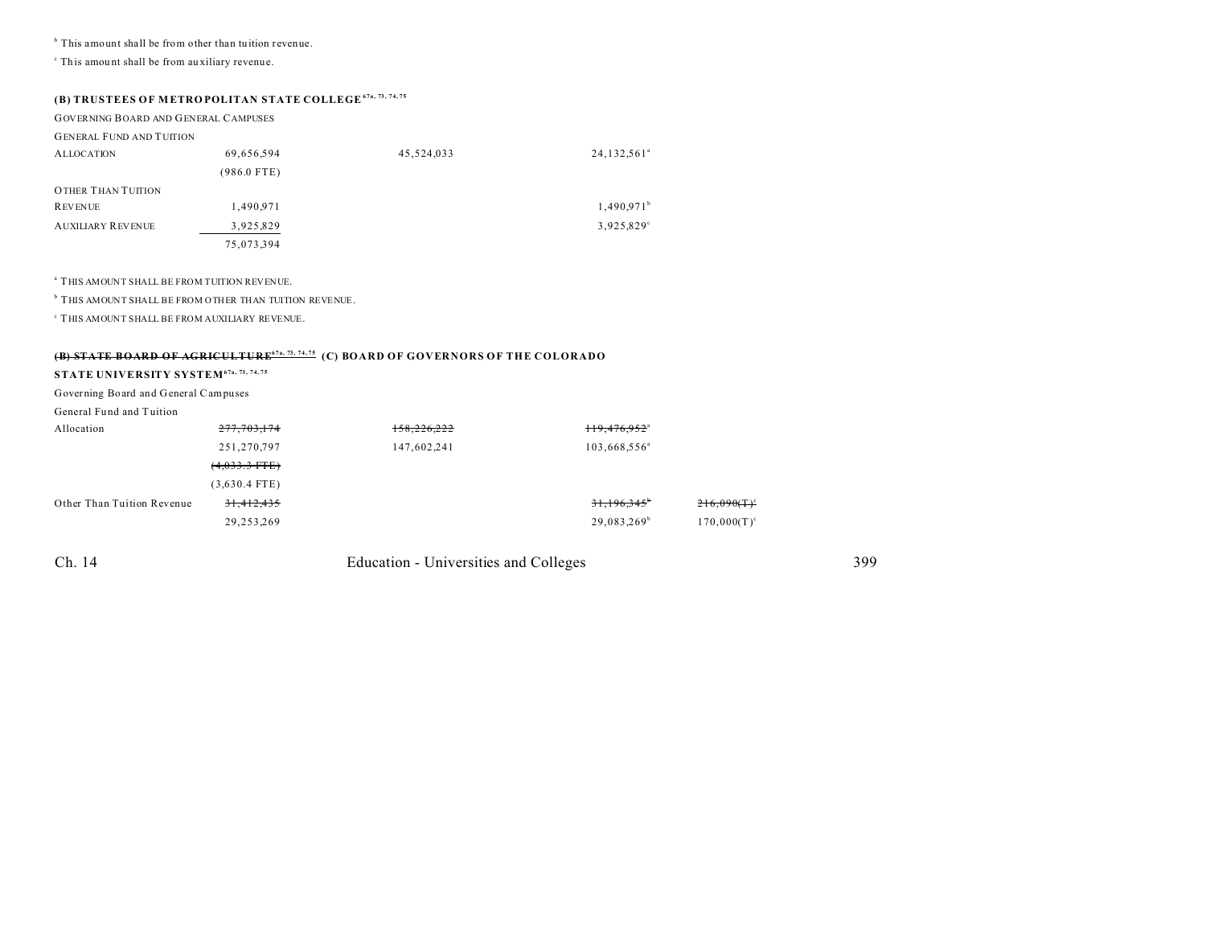[b] This amount shall be from other than tuition revenue.

[c] This amount shall be from auxiliary revenue.

**(B) TRUSTEES OF METROPOLITAN STATE COLLEGE[67a, 73, 74, 75]**

| | | | | |
|---|---|---|---|---|
| GOVERNING BOARD AND GENERAL CAMPUSES | | | | |
| GENERAL FUND AND TUITION ALLOCATION | 69,656,594 | 45,524,033 | 24,132,561[a] | |
| | (986.0 FTE) | | | |
| OTHER THAN TUITION REVENUE | 1,490,971 | | 1,490,971[b] | |
| AUXILIARY REVENUE | 3,925,829 | | 3,925,829[c] | |
| | 75,073,394 | | | |

[a] THIS AMOUNT SHALL BE FROM TUITION REVENUE.

[b] THIS AMOUNT SHALL BE FROM OTHER THAN TUITION REVENUE.

[c] THIS AMOUNT SHALL BE FROM AUXILIARY REVENUE.

**~~(B) STATE BOARD OF AGRICULTURE[67a, 73, 74, 75]~~ (C) BOARD OF GOVERNORS OF THE COLORADO STATE UNIVERSITY SYSTEM[67a, 73, 74, 75]**

| | | | | |
|---|---|---|---|---|
| Governing Board and General Campuses | | | | |
| General Fund and Tuition Allocation | ~~277,703,174~~ | ~~158,226,222~~ | ~~119,476,952~~[a] | |
| | 251,270,797 | 147,602,241 | 103,668,556[a] | |
| | ~~(4,033.3 FTE)~~ | | | |
| | (3,630.4 FTE) | | | |
| Other Than Tuition Revenue | ~~31,412,435~~ | | ~~31,196,345~~[b] | ~~216,090(T)~~[c] |
| | 29,253,269 | | 29,083,269[b] | 170,000(T)[c] |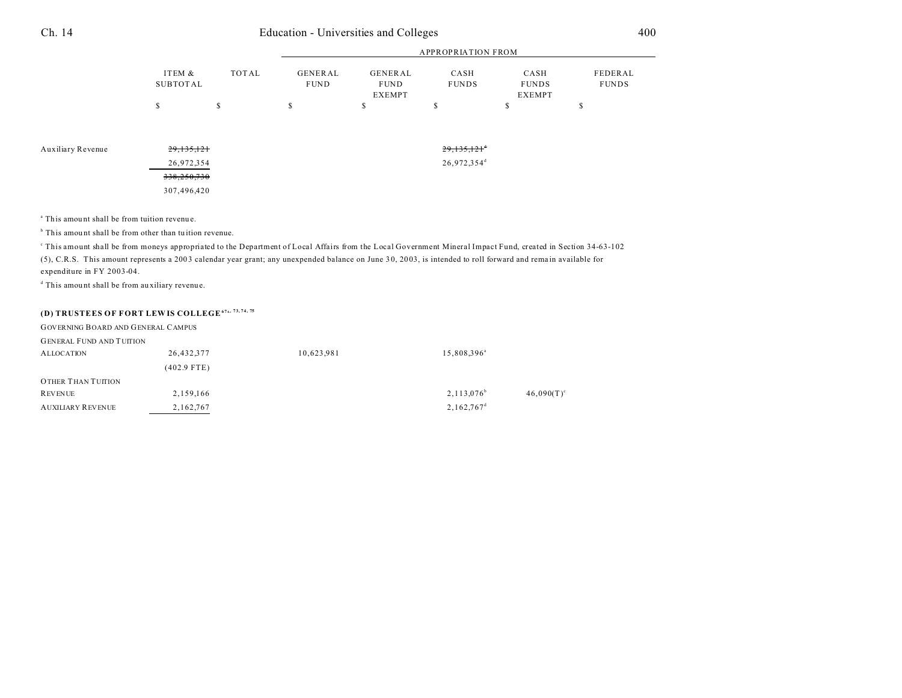| | ITEM & SUBTOTAL | TOTAL | APPROPRIATION FROM GENERAL FUND | GENERAL FUND EXEMPT | CASH FUNDS | CASH FUNDS EXEMPT | FEDERAL FUNDS |
|---|---|---|---|---|---|---|---|
| | $ | $ | $ | $ | $ | $ | $ |
| Auxiliary Revenue | ~~29,135,121~~ | | | | ~~29,135,121~~[d] | | |
| | 26,972,354 | | | | 26,972,354[d] | | |
| | ~~338,250,730~~ | | | | | | |
| | 307,496,420 | | | | | | |

[a] This amount shall be from tuition revenue.

[b] This amount shall be from other than tuition revenue.

[c] This amount shall be from moneys appropriated to the Department of Local Affairs from the Local Government Mineral Impact Fund, created in Section 34-63-102 (5), C.R.S. This amount represents a 2003 calendar year grant; any unexpended balance on June 30, 2003, is intended to roll forward and remain available for expenditure in FY 2003-04.

[d] This amount shall be from auxiliary revenue.

**(D) TRUSTEES OF FORT LEWIS COLLEGE**[67a, 73, 74, 75]

| | ITEM & SUBTOTAL | TOTAL | GENERAL FUND | GENERAL FUND EXEMPT | CASH FUNDS | CASH FUNDS EXEMPT | FEDERAL FUNDS |
|---|---|---|---|---|---|---|---|
| GOVERNING BOARD AND GENERAL CAMPUS | | | | | | | |
| GENERAL FUND AND TUITION ALLOCATION | 26,432,377 | | 10,623,981 | | 15,808,396[a] | | |
| | (402.9 FTE) | | | | | | |
| OTHER THAN TUITION REVENUE | 2,159,166 | | | | 2,113,076[b] | 46,090(T)[c] | |
| AUXILIARY REVENUE | 2,162,767 | | | | 2,162,767[d] | | |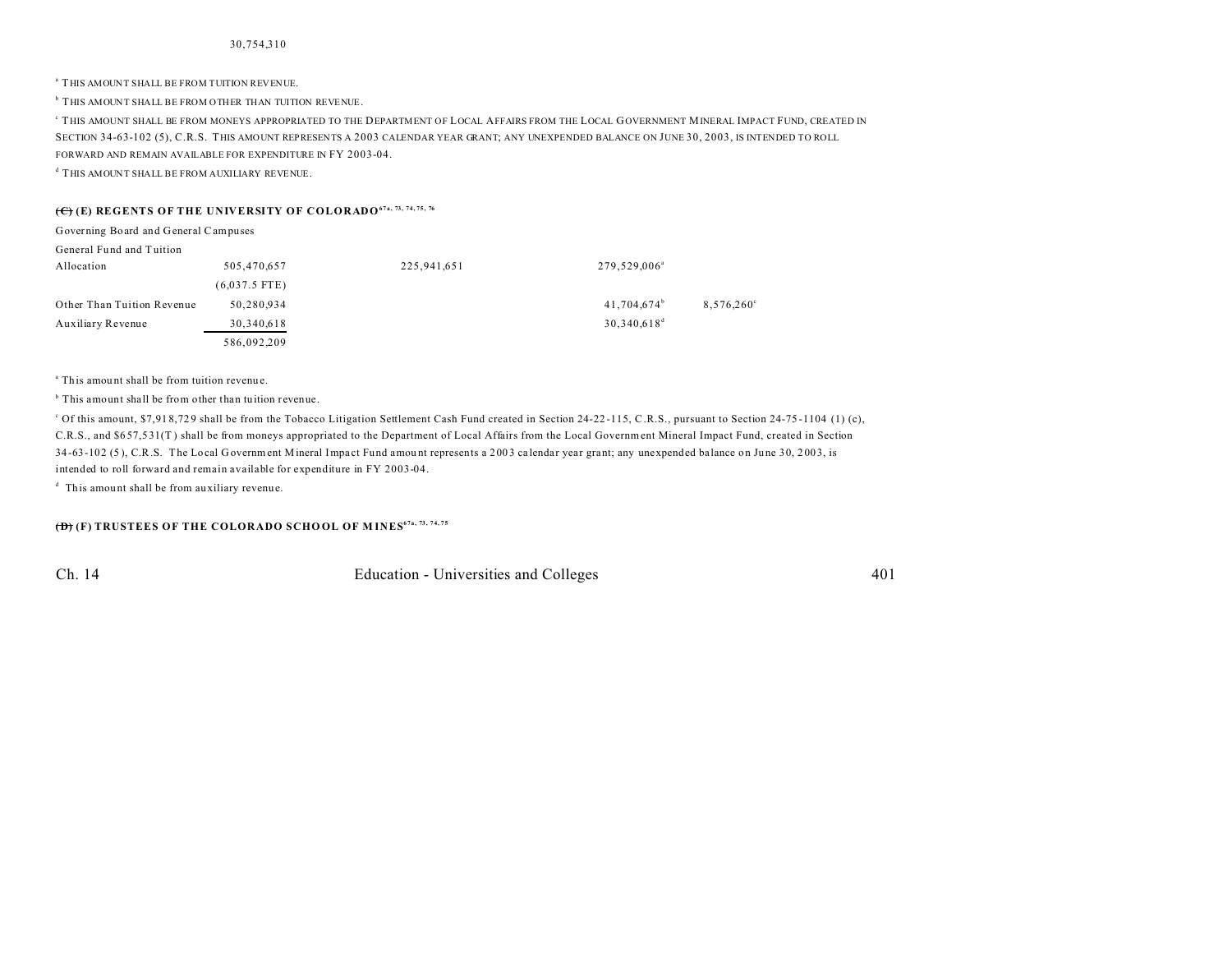30,754,310

[a] THIS AMOUNT SHALL BE FROM TUITION REVENUE.

[b] THIS AMOUNT SHALL BE FROM OTHER THAN TUITION REVENUE.

[c] THIS AMOUNT SHALL BE FROM MONEYS APPROPRIATED TO THE DEPARTMENT OF LOCAL AFFAIRS FROM THE LOCAL GOVERNMENT MINERAL IMPACT FUND, CREATED IN SECTION 34-63-102 (5), C.R.S. THIS AMOUNT REPRESENTS A 2003 CALENDAR YEAR GRANT; ANY UNEXPENDED BALANCE ON JUNE 30, 2003, IS INTENDED TO ROLL FORWARD AND REMAIN AVAILABLE FOR EXPENDITURE IN FY 2003-04.

[d] THIS AMOUNT SHALL BE FROM AUXILIARY REVENUE.

### ~~(C)~~ (E) REGENTS OF THE UNIVERSITY OF COLORADO[67a, 73, 74, 75, 76]

Governing Board and General Campuses

| | | | | |
|---|---|---|---|---|
| General Fund and Tuition Allocation | 505,470,657 | 225,941,651 | 279,529,006[a] | |
| | (6,037.5 FTE) | | | |
| Other Than Tuition Revenue | 50,280,934 | | 41,704,674[b] | 8,576,260[c] |
| Auxiliary Revenue | 30,340,618 | | 30,340,618[d] | |
| | 586,092,209 | | | |

[a] This amount shall be from tuition revenue.

[b] This amount shall be from other than tuition revenue.

[c] Of this amount, $7,918,729 shall be from the Tobacco Litigation Settlement Cash Fund created in Section 24-22-115, C.R.S., pursuant to Section 24-75-1104 (1) (c), C.R.S., and $657,531(T) shall be from moneys appropriated to the Department of Local Affairs from the Local Government Mineral Impact Fund, created in Section 34-63-102 (5), C.R.S. The Local Government Mineral Impact Fund amount represents a 2003 calendar year grant; any unexpended balance on June 30, 2003, is intended to roll forward and remain available for expenditure in FY 2003-04.

[d] This amount shall be from auxiliary revenue.

### ~~(D)~~ (F) TRUSTEES OF THE COLORADO SCHOOL OF MINES[67a, 73, 74, 75]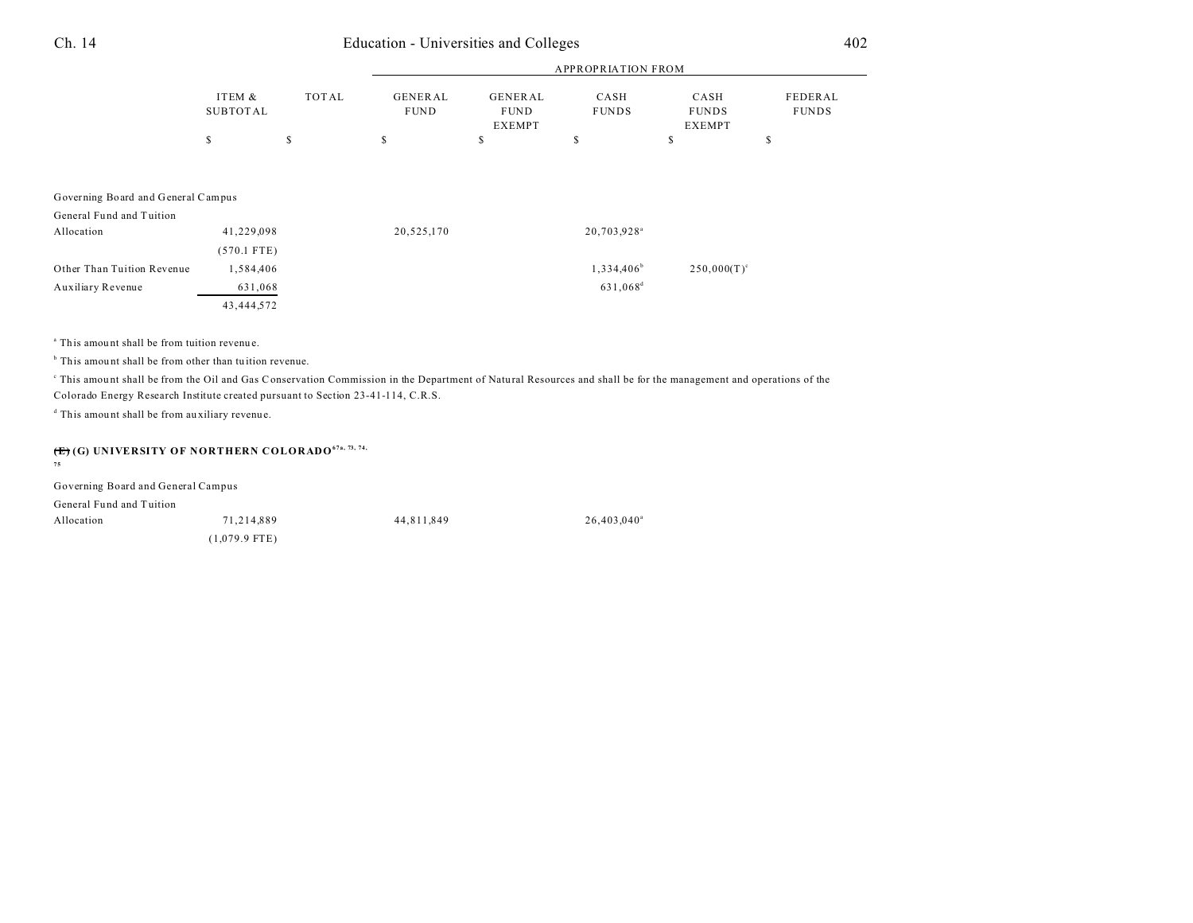| | ITEM & SUBTOTAL | TOTAL | APPROPRIATION FROM GENERAL FUND | GENERAL FUND EXEMPT | CASH FUNDS | CASH FUNDS EXEMPT | FEDERAL FUNDS |
|---|---|---|---|---|---|---|---|
| | $ | $ | $ | $ | $ | $ | $ |
| Governing Board and General Campus | | | | | | | |
| General Fund and Tuition Allocation | 41,229,098 | | 20,525,170 | | 20,703,928[a] | | |
| | (570.1 FTE) | | | | | | |
| Other Than Tuition Revenue | 1,584,406 | | | | 1,334,406[b] | 250,000(T)[c] | |
| Auxiliary Revenue | 631,068 | | | | 631,068[d] | | |
| | 43,444,572 | | | | | | |

[a] This amount shall be from tuition revenue.

[b] This amount shall be from other than tuition revenue.

[c] This amount shall be from the Oil and Gas Conservation Commission in the Department of Natural Resources and shall be for the management and operations of the Colorado Energy Research Institute created pursuant to Section 23-41-114, C.R.S.

[d] This amount shall be from auxiliary revenue.

**~~(E)~~ (G) UNIVERSITY OF NORTHERN COLORADO**[67a, 73, 74, 75]

| | ITEM & SUBTOTAL | TOTAL | GENERAL FUND | GENERAL FUND EXEMPT | CASH FUNDS | CASH FUNDS EXEMPT | FEDERAL FUNDS |
|---|---|---|---|---|---|---|---|
| Governing Board and General Campus | | | | | | | |
| General Fund and Tuition Allocation | 71,214,889 | | 44,811,849 | | 26,403,040[a] | | |
| | (1,079.9 FTE) | | | | | | |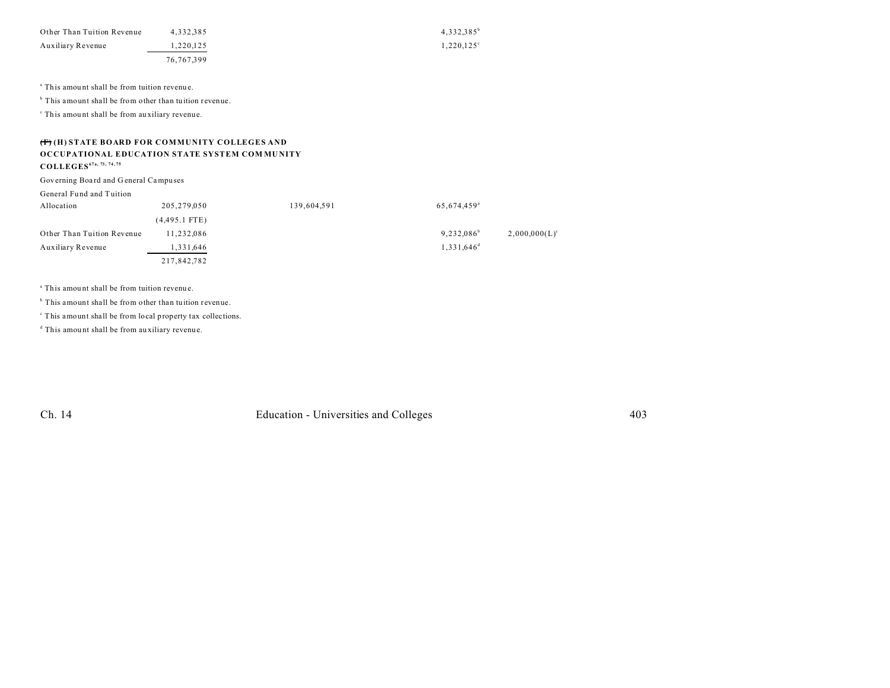| | | | | |
|---|---|---|---|---|
| Other Than Tuition Revenue | 4,332,385 | | 4,332,385[b] | |
| Auxiliary Revenue | 1,220,125 | | 1,220,125[c] | |
| | 76,767,399 | | | |

[a] This amount shall be from tuition revenue.

[b] This amount shall be from other than tuition revenue.

[c] This amount shall be from auxiliary revenue.

**~~(I)~~ (H) STATE BOARD FOR COMMUNITY COLLEGES AND OCCUPATIONAL EDUCATION STATE SYSTEM COMMUNITY COLLEGES[67a, 73, 74, 75]**

Governing Board and General Campuses

| | | | | |
|---|---|---|---|---|
| General Fund and Tuition Allocation | 205,279,050 | 139,604,591 | 65,674,459[a] | |
| | (4,495.1 FTE) | | | |
| Other Than Tuition Revenue | 11,232,086 | | 9,232,086[b] | 2,000,000(L)[c] |
| Auxiliary Revenue | 1,331,646 | | 1,331,646[d] | |
| | 217,842,782 | | | |

[a] This amount shall be from tuition revenue.

[b] This amount shall be from other than tuition revenue.

[c] This amount shall be from local property tax collections.

[d] This amount shall be from auxiliary revenue.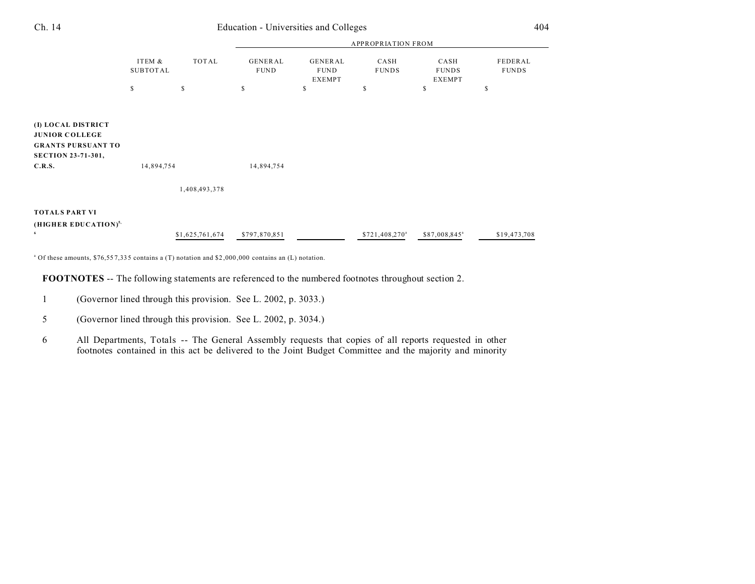| | ITEM & SUBTOTAL | TOTAL | APPROPRIATION FROM | | | | |
|---|---|---|---|---|---|---|---|
| | | | GENERAL FUND | GENERAL FUND EXEMPT | CASH FUNDS | CASH FUNDS EXEMPT | FEDERAL FUNDS |
| | $ | $ | $ | $ | $ | $ | $ |
| **(I) LOCAL DISTRICT JUNIOR COLLEGE GRANTS PURSUANT TO SECTION 23-71-301, C.R.S.** | 14,894,754 | | 14,894,754 | | | | |
| | | 1,408,493,378 | | | | | |
| **TOTALS PART VI (HIGHER EDUCATION)**[5, 6] | | $1,625,761,674 | $797,870,851 | | $721,408,270[a] | $87,008,845[a] | $19,473,708 |

[a] Of these amounts, $76,557,335 contains a (T) notation and $2,000,000 contains an (L) notation.

**FOOTNOTES** -- The following statements are referenced to the numbered footnotes throughout section 2.

1 (Governor lined through this provision. See L. 2002, p. 3033.)

5 (Governor lined through this provision. See L. 2002, p. 3034.)

6 All Departments, Totals -- The General Assembly requests that copies of all reports requested in other footnotes contained in this act be delivered to the Joint Budget Committee and the majority and minority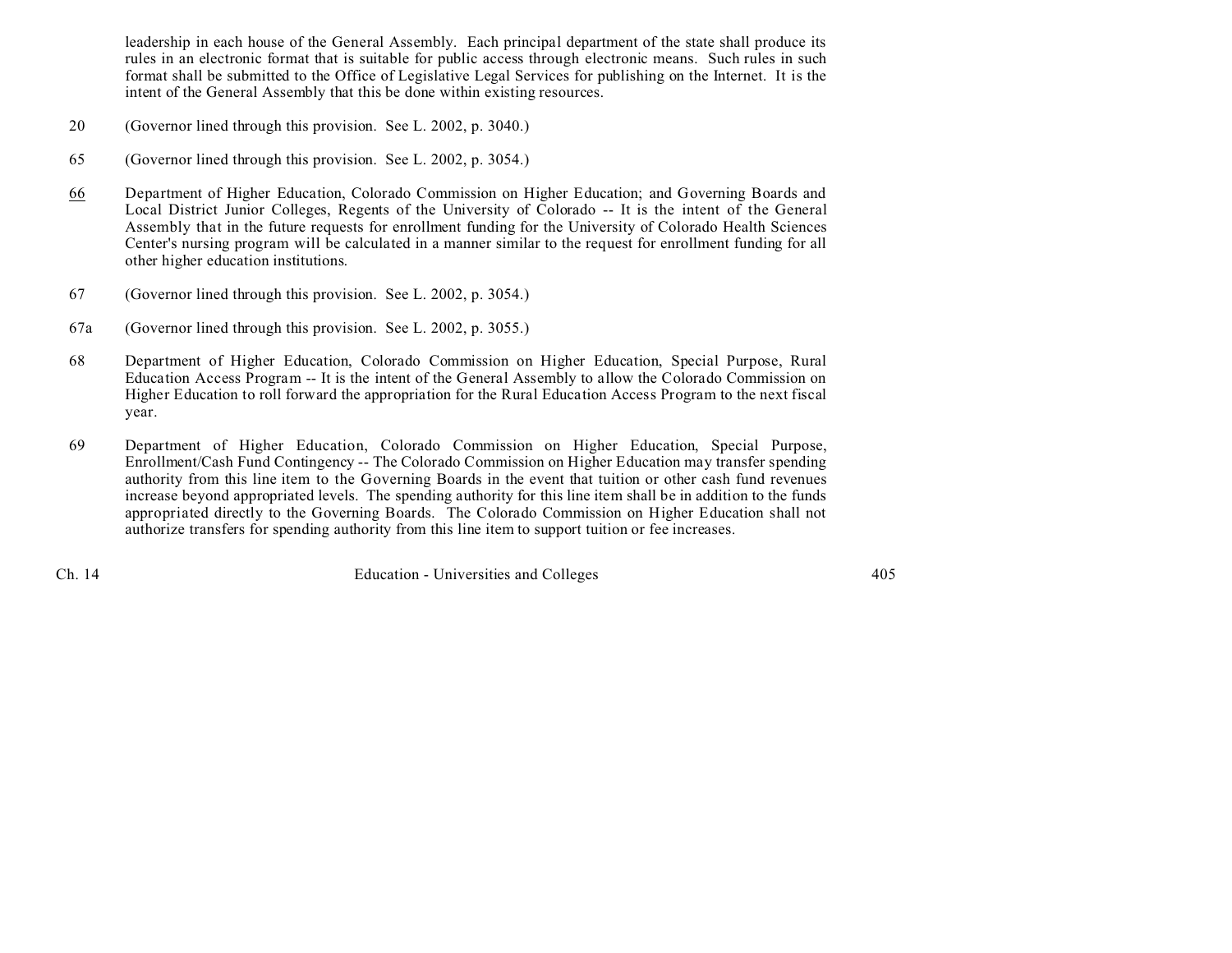leadership in each house of the General Assembly. Each principal department of the state shall produce its rules in an electronic format that is suitable for public access through electronic means. Such rules in such format shall be submitted to the Office of Legislative Legal Services for publishing on the Internet. It is the intent of the General Assembly that this be done within existing resources.

20 (Governor lined through this provision. See L. 2002, p. 3040.)

65 (Governor lined through this provision. See L. 2002, p. 3054.)

66 Department of Higher Education, Colorado Commission on Higher Education; and Governing Boards and Local District Junior Colleges, Regents of the University of Colorado -- It is the intent of the General Assembly that in the future requests for enrollment funding for the University of Colorado Health Sciences Center's nursing program will be calculated in a manner similar to the request for enrollment funding for all other higher education institutions.

67 (Governor lined through this provision. See L. 2002, p. 3054.)

67a (Governor lined through this provision. See L. 2002, p. 3055.)

68 Department of Higher Education, Colorado Commission on Higher Education, Special Purpose, Rural Education Access Program -- It is the intent of the General Assembly to allow the Colorado Commission on Higher Education to roll forward the appropriation for the Rural Education Access Program to the next fiscal year.

69 Department of Higher Education, Colorado Commission on Higher Education, Special Purpose, Enrollment/Cash Fund Contingency -- The Colorado Commission on Higher Education may transfer spending authority from this line item to the Governing Boards in the event that tuition or other cash fund revenues increase beyond appropriated levels. The spending authority for this line item shall be in addition to the funds appropriated directly to the Governing Boards. The Colorado Commission on Higher Education shall not authorize transfers for spending authority from this line item to support tuition or fee increases.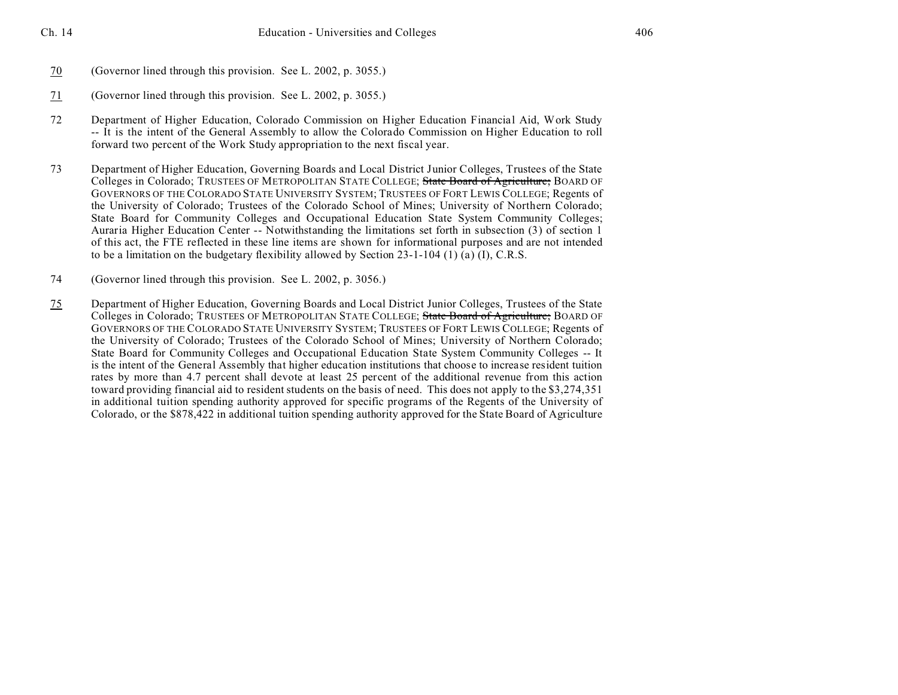70 (Governor lined through this provision. See L. 2002, p. 3055.)

71 (Governor lined through this provision. See L. 2002, p. 3055.)

72 Department of Higher Education, Colorado Commission on Higher Education Financial Aid, Work Study -- It is the intent of the General Assembly to allow the Colorado Commission on Higher Education to roll forward two percent of the Work Study appropriation to the next fiscal year.

73 Department of Higher Education, Governing Boards and Local District Junior Colleges, Trustees of the State Colleges in Colorado; TRUSTEES OF METROPOLITAN STATE COLLEGE; ~~State Board of Agriculture;~~ BOARD OF GOVERNORS OF THE COLORADO STATE UNIVERSITY SYSTEM; TRUSTEES OF FORT LEWIS COLLEGE; Regents of the University of Colorado; Trustees of the Colorado School of Mines; University of Northern Colorado; State Board for Community Colleges and Occupational Education State System Community Colleges; Auraria Higher Education Center -- Notwithstanding the limitations set forth in subsection (3) of section 1 of this act, the FTE reflected in these line items are shown for informational purposes and are not intended to be a limitation on the budgetary flexibility allowed by Section 23-1-104 (1) (a) (I), C.R.S.

74 (Governor lined through this provision. See L. 2002, p. 3056.)

75 Department of Higher Education, Governing Boards and Local District Junior Colleges, Trustees of the State Colleges in Colorado; TRUSTEES OF METROPOLITAN STATE COLLEGE; ~~State Board of Agriculture;~~ BOARD OF GOVERNORS OF THE COLORADO STATE UNIVERSITY SYSTEM; TRUSTEES OF FORT LEWIS COLLEGE; Regents of the University of Colorado; Trustees of the Colorado School of Mines; University of Northern Colorado; State Board for Community Colleges and Occupational Education State System Community Colleges -- It is the intent of the General Assembly that higher education institutions that choose to increase resident tuition rates by more than 4.7 percent shall devote at least 25 percent of the additional revenue from this action toward providing financial aid to resident students on the basis of need. This does not apply to the $3,274,351 in additional tuition spending authority approved for specific programs of the Regents of the University of Colorado, or the $878,422 in additional tuition spending authority approved for the State Board of Agriculture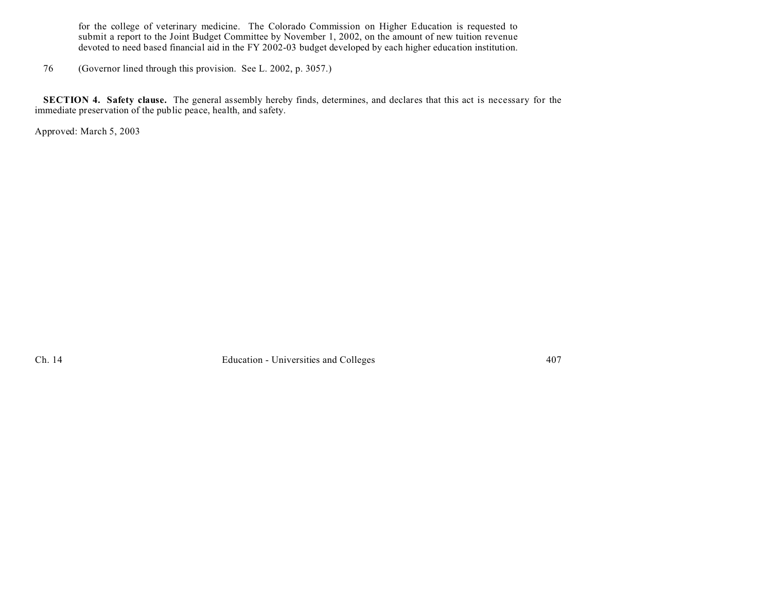for the college of veterinary medicine. The Colorado Commission on Higher Education is requested to submit a report to the Joint Budget Committee by November 1, 2002, on the amount of new tuition revenue devoted to need based financial aid in the FY 2002-03 budget developed by each higher education institution.

76 (Governor lined through this provision. See L. 2002, p. 3057.)

**SECTION 4. Safety clause.** The general assembly hereby finds, determines, and declares that this act is necessary for the immediate preservation of the public peace, health, and safety.

Approved: March 5, 2003